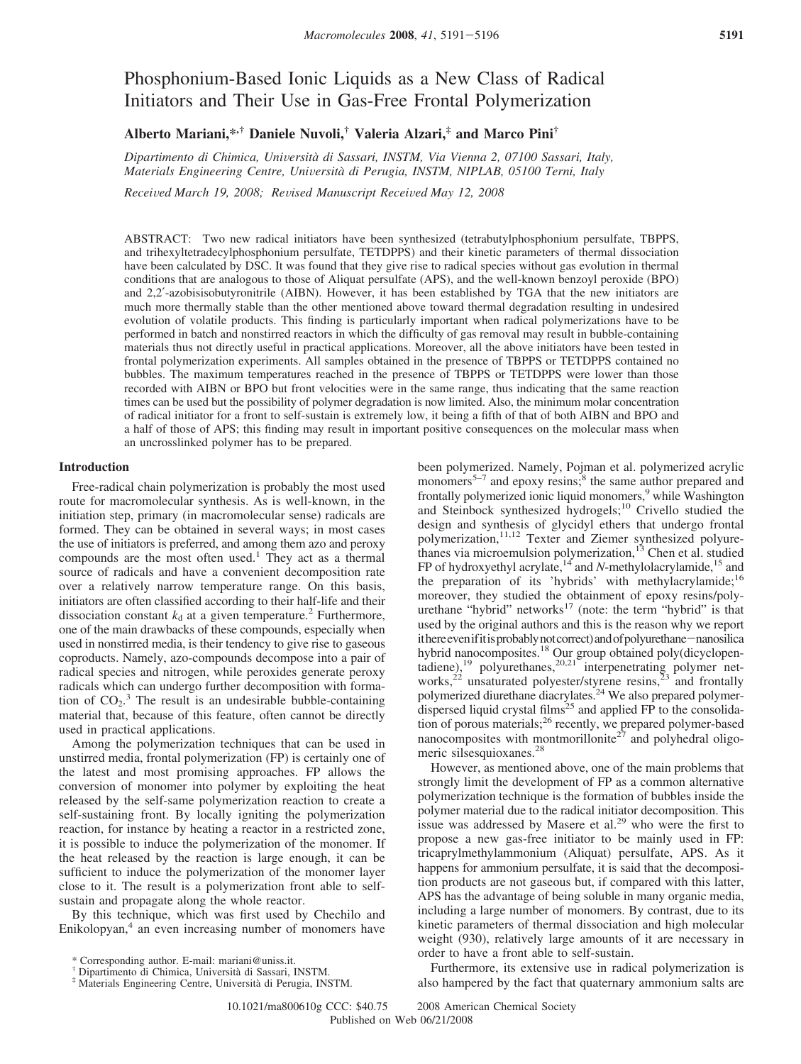# Phosphonium-Based Ionic Liquids as a New Class of Radical Initiators and Their Use in Gas-Free Frontal Polymerization

**Alberto Mariani,\*[,†] Daniele Nuvoli,[†] Valeria Alzari,[‡] and Marco Pini[†]**

*Dipartimento di Chimica, Università di Sassari, INSTM, Via Vienna 2, 07100 Sassari, Italy, Materials Engineering Centre, Università di Perugia, INSTM, NIPLAB, 05100 Terni, Italy*

*Received March 19, 2008; Revised Manuscript Received May 12, 2008*

ABSTRACT: Two new radical initiators have been synthesized (tetrabutylphosphonium persulfate, TBPPS, and trihexyltetradecylphosphonium persulfate, TETDPPS) and their kinetic parameters of thermal dissociation have been calculated by DSC. It was found that they give rise to radical species without gas evolution in thermal conditions that are analogous to those of Aliquat persulfate (APS), and the well-known benzoyl peroxide (BPO) and 2,2′-azobisisobutyronitrile (AIBN). However, it has been established by TGA that the new initiators are much more thermally stable than the other mentioned above toward thermal degradation resulting in undesired evolution of volatile products. This finding is particularly important when radical polymerizations have to be performed in batch and nonstirred reactors in which the difficulty of gas removal may result in bubble-containing materials thus not directly useful in practical applications. Moreover, all the above initiators have been tested in frontal polymerization experiments. All samples obtained in the presence of TBPPS or TETDPPS contained no bubbles. The maximum temperatures reached in the presence of TBPPS or TETDPPS were lower than those recorded with AIBN or BPO but front velocities were in the same range, thus indicating that the same reaction times can be used but the possibility of polymer degradation is now limited. Also, the minimum molar concentration of radical initiator for a front to self-sustain is extremely low, it being a fifth of that of both AIBN and BPO and a half of those of APS; this finding may result in important positive consequences on the molecular mass when an uncrosslinked polymer has to be prepared.

## Introduction

Free-radical chain polymerization is probably the most used route for macromolecular synthesis. As is well-known, in the initiation step, primary (in macromolecular sense) radicals are formed. They can be obtained in several ways; in most cases the use of initiators is preferred, and among them azo and peroxy compounds are the most often used.[1] They act as a thermal source of radicals and have a convenient decomposition rate over a relatively narrow temperature range. On this basis, initiators are often classified according to their half-life and their dissociation constant $k_d$ at a given temperature.[2] Furthermore, one of the main drawbacks of these compounds, especially when used in nonstirred media, is their tendency to give rise to gaseous coproducts. Namely, azo-compounds decompose into a pair of radical species and nitrogen, while peroxides generate peroxy radicals which can undergo further decomposition with formation of $CO_2$.[3] The result is an undesirable bubble-containing material that, because of this feature, often cannot be directly used in practical applications.

Among the polymerization techniques that can be used in unstirred media, frontal polymerization (FP) is certainly one of the latest and most promising approaches. FP allows the conversion of monomer into polymer by exploiting the heat released by the self-same polymerization reaction to create a self-sustaining front. By locally igniting the polymerization reaction, for instance by heating a reactor in a restricted zone, it is possible to induce the polymerization of the monomer. If the heat released by the reaction is large enough, it can be sufficient to induce the polymerization of the monomer layer close to it. The result is a polymerization front able to self-sustain and propagate along the whole reactor.

By this technique, which was first used by Chechilo and Enikolopyan,[4] an even increasing number of monomers have been polymerized. Namely, Pojman et al. polymerized acrylic monomers[5–7] and epoxy resins;[8] the same author prepared and frontally polymerized ionic liquid monomers,[9] while Washington and Steinbock synthesized hydrogels;[10] Crivello studied the design and synthesis of glycidyl ethers that undergo frontal polymerization,[11,12] Texter and Ziemer synthesized polyurethanes via microemulsion polymerization,[13] Chen et al. studied FP of hydroxyethyl acrylate,[14] and *N*-methylolacrylamide,[15] and the preparation of its 'hybrids' with methylacrylamide;[16] moreover, they studied the obtainment of epoxy resins/polyurethane "hybrid" networks[17] (note: the term "hybrid" is that used by the original authors and this is the reason why we report it there even if it is probably not correct) and of polyurethane–nanosilica hybrid nanocomposites.[18] Our group obtained poly(dicyclopentadiene),[19] polyurethanes,[20,21] interpenetrating polymer networks,[22] unsaturated polyester/styrene resins,[23] and frontally polymerized diurethane diacrylates.[24] We also prepared polymer-dispersed liquid crystal films[25] and applied FP to the consolidation of porous materials;[26] recently, we prepared polymer-based nanocomposites with montmorillonite[27] and polyhedral oligomeric silsesquioxanes.[28]

However, as mentioned above, one of the main problems that strongly limit the development of FP as a common alternative polymerization technique is the formation of bubbles inside the polymer material due to the radical initiator decomposition. This issue was addressed by Masere et al.[29] who were the first to propose a new gas-free initiator to be mainly used in FP: tricaprylmethylammonium (Aliquat) persulfate, APS. As it happens for ammonium persulfate, it is said that the decomposition products are not gaseous but, if compared with this latter, APS has the advantage of being soluble in many organic media, including a large number of monomers. By contrast, due to its kinetic parameters of thermal dissociation and high molecular weight (930), relatively large amounts of it are necessary in order to have a front able to self-sustain.

Furthermore, its extensive use in radical polymerization is also hampered by the fact that quaternary ammonium salts are

\* Corresponding author. E-mail: mariani@uniss.it.
[†] Dipartimento di Chimica, Università di Sassari, INSTM.
[‡] Materials Engineering Centre, Università di Perugia, INSTM.

10.1021/ma800610g CCC: \$40.75 © 2008 American Chemical Society
Published on Web 06/21/2008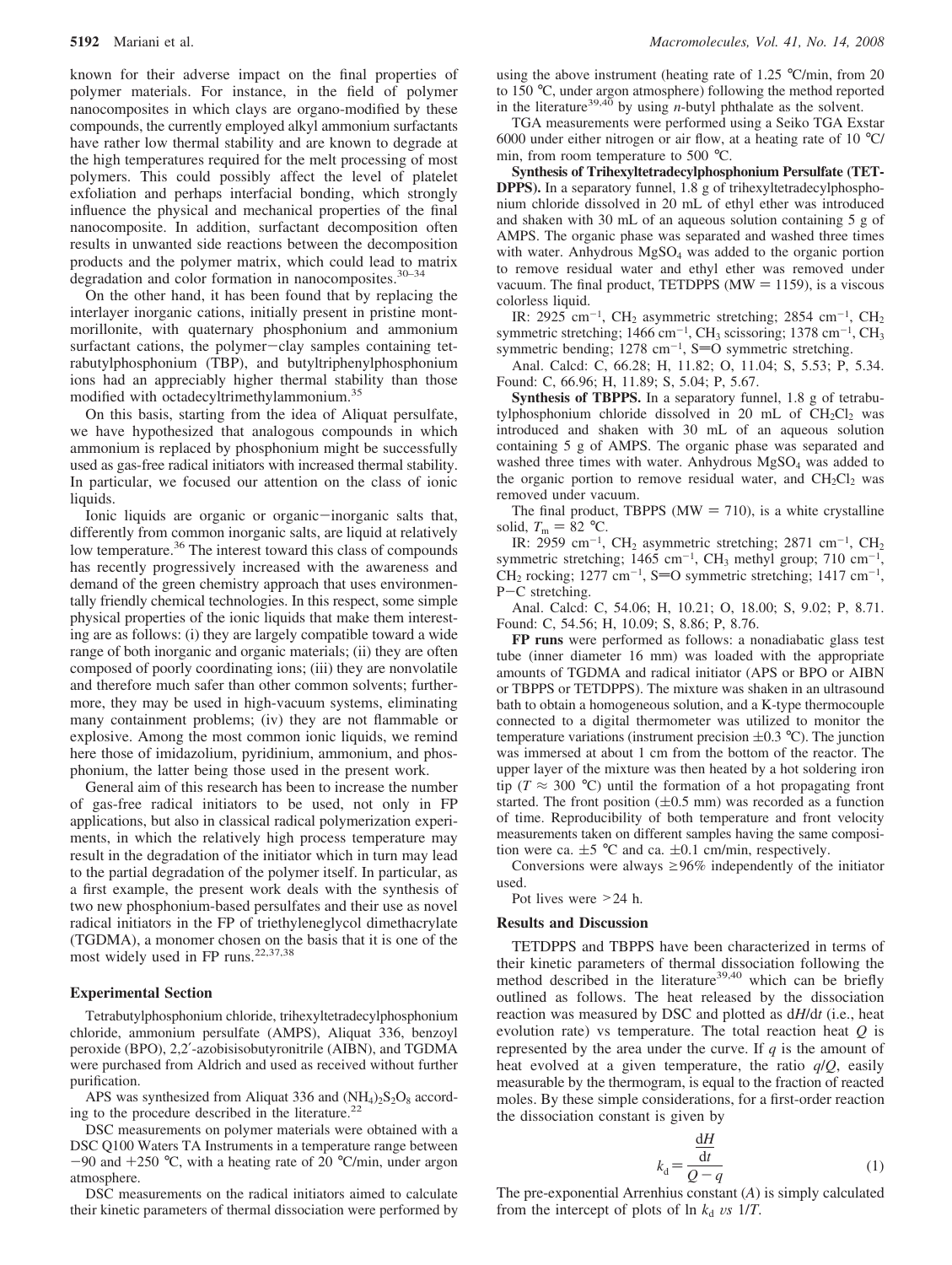known for their adverse impact on the final properties of polymer materials. For instance, in the field of polymer nanocomposites in which clays are organo-modified by these compounds, the currently employed alkyl ammonium surfactants have rather low thermal stability and are known to degrade at the high temperatures required for the melt processing of most polymers. This could possibly affect the level of platelet exfoliation and perhaps interfacial bonding, which strongly influence the physical and mechanical properties of the final nanocomposite. In addition, surfactant decomposition often results in unwanted side reactions between the decomposition products and the polymer matrix, which could lead to matrix degradation and color formation in nanocomposites.[30–34]

On the other hand, it has been found that by replacing the interlayer inorganic cations, initially present in pristine montmorillonite, with quaternary phosphonium and ammonium surfactant cations, the polymer−clay samples containing tetrabutylphosphonium (TBP), and butyltriphenylphosphonium ions had an appreciably higher thermal stability than those modified with octadecyltrimethylammonium.[35]

On this basis, starting from the idea of Aliquat persulfate, we have hypothesized that analogous compounds in which ammonium is replaced by phosphonium might be successfully used as gas-free radical initiators with increased thermal stability. In particular, we focused our attention on the class of ionic liquids.

Ionic liquids are organic or organic−inorganic salts that, differently from common inorganic salts, are liquid at relatively low temperature.[36] The interest toward this class of compounds has recently progressively increased with the awareness and demand of the green chemistry approach that uses environmentally friendly chemical technologies. In this respect, some simple physical properties of the ionic liquids that make them interesting are as follows: (i) they are largely compatible toward a wide range of both inorganic and organic materials; (ii) they are often composed of poorly coordinating ions; (iii) they are nonvolatile and therefore much safer than other common solvents; furthermore, they may be used in high-vacuum systems, eliminating many containment problems; (iv) they are not flammable or explosive. Among the most common ionic liquids, we remind here those of imidazolium, pyridinium, ammonium, and phosphonium, the latter being those used in the present work.

General aim of this research has been to increase the number of gas-free radical initiators to be used, not only in FP applications, but also in classical radical polymerization experiments, in which the relatively high process temperature may result in the degradation of the initiator which in turn may lead to the partial degradation of the polymer itself. In particular, as a first example, the present work deals with the synthesis of two new phosphonium-based persulfates and their use as novel radical initiators in the FP of triethyleneglycol dimethacrylate (TGDMA), a monomer chosen on the basis that it is one of the most widely used in FP runs.[22,37,38]

## Experimental Section

Tetrabutylphosphonium chloride, trihexyltetradecylphosphonium chloride, ammonium persulfate (AMPS), Aliquat 336, benzoyl peroxide (BPO), 2,2′-azobisisobutyronitrile (AIBN), and TGDMA were purchased from Aldrich and used as received without further purification.

APS was synthesized from Aliquat 336 and $(NH_4)_2S_2O_8$ according to the procedure described in the literature.[22]

DSC measurements on polymer materials were obtained with a DSC Q100 Waters TA Instruments in a temperature range between −90 and +250 °C, with a heating rate of 20 °C/min, under argon atmosphere.

DSC measurements on the radical initiators aimed to calculate their kinetic parameters of thermal dissociation were performed by using the above instrument (heating rate of 1.25 °C/min, from 20 to 150 °C, under argon atmosphere) following the method reported in the literature[39,40] by using *n*-butyl phthalate as the solvent.

TGA measurements were performed using a Seiko TGA Exstar 6000 under either nitrogen or air flow, at a heating rate of 10 °C/min, from room temperature to 500 °C.

**Synthesis of Trihexyltetradecylphosphonium Persulfate (TETDPPS).** In a separatory funnel, 1.8 g of trihexyltetradecylphosphonium chloride dissolved in 20 mL of ethyl ether was introduced and shaken with 30 mL of an aqueous solution containing 5 g of AMPS. The organic phase was separated and washed three times with water. Anhydrous $MgSO_4$ was added to the organic portion to remove residual water and ethyl ether was removed under vacuum. The final product, TETDPPS (MW = 1159), is a viscous colorless liquid.

IR: 2925 cm$^{-1}$, $CH_2$ asymmetric stretching; 2854 cm$^{-1}$, $CH_2$ symmetric stretching; 1466 cm$^{-1}$, $CH_3$ scissoring; 1378 cm$^{-1}$, $CH_3$ symmetric bending; 1278 cm$^{-1}$, S=O symmetric stretching.

Anal. Calcd: C, 66.28; H, 11.82; O, 11.04; S, 5.53; P, 5.34. Found: C, 66.96; H, 11.89; S, 5.04; P, 5.67.

**Synthesis of TBPPS.** In a separatory funnel, 1.8 g of tetrabutylphosphonium chloride dissolved in 20 mL of $CH_2Cl_2$ was introduced and shaken with 30 mL of an aqueous solution containing 5 g of AMPS. The organic phase was separated and washed three times with water. Anhydrous $MgSO_4$ was added to the organic portion to remove residual water, and $CH_2Cl_2$ was removed under vacuum.

The final product, TBPPS (MW = 710), is a white crystalline solid, $T_m$ = 82 °C.

IR: 2959 cm$^{-1}$, $CH_2$ asymmetric stretching; 2871 cm$^{-1}$, $CH_2$ symmetric stretching; 1465 cm$^{-1}$, $CH_3$ methyl group; 710 cm$^{-1}$, $CH_2$ rocking; 1277 cm$^{-1}$, S=O symmetric stretching; 1417 cm$^{-1}$, P−C stretching.

Anal. Calcd: C, 54.06; H, 10.21; O, 18.00; S, 9.02; P, 8.71. Found: C, 54.56; H, 10.09; S, 8.86; P, 8.76.

**FP runs** were performed as follows: a nonadiabatic glass test tube (inner diameter 16 mm) was loaded with the appropriate amounts of TGDMA and radical initiator (APS or BPO or AIBN or TBPPS or TETDPPS). The mixture was shaken in an ultrasound bath to obtain a homogeneous solution, and a K-type thermocouple connected to a digital thermometer was utilized to monitor the temperature variations (instrument precision ±0.3 °C). The junction was immersed at about 1 cm from the bottom of the reactor. The upper layer of the mixture was then heated by a hot soldering iron tip ($T \approx 300$ °C) until the formation of a hot propagating front started. The front position (±0.5 mm) was recorded as a function of time. Reproducibility of both temperature and front velocity measurements taken on different samples having the same composition were ca. ±5 °C and ca. ±0.1 cm/min, respectively.

Conversions were always ≥96% independently of the initiator used.

Pot lives were >24 h.

## Results and Discussion

TETDPPS and TBPPS have been characterized in terms of their kinetic parameters of thermal dissociation following the method described in the literature[39,40] which can be briefly outlined as follows. The heat released by the dissociation reaction was measured by DSC and plotted as d$H$/d$t$ (i.e., heat evolution rate) vs temperature. The total reaction heat $Q$ is represented by the area under the curve. If $q$ is the amount of heat evolved at a given temperature, the ratio $q/Q$, easily measurable by the thermogram, is equal to the fraction of reacted moles. By these simple considerations, for a first-order reaction the dissociation constant is given by

$$k_d = \frac{\frac{dH}{dt}}{Q - q} \tag{1}$$

The pre-exponential Arrhenius constant ($A$) is simply calculated from the intercept of plots of ln $k_d$ *vs* 1/$T$.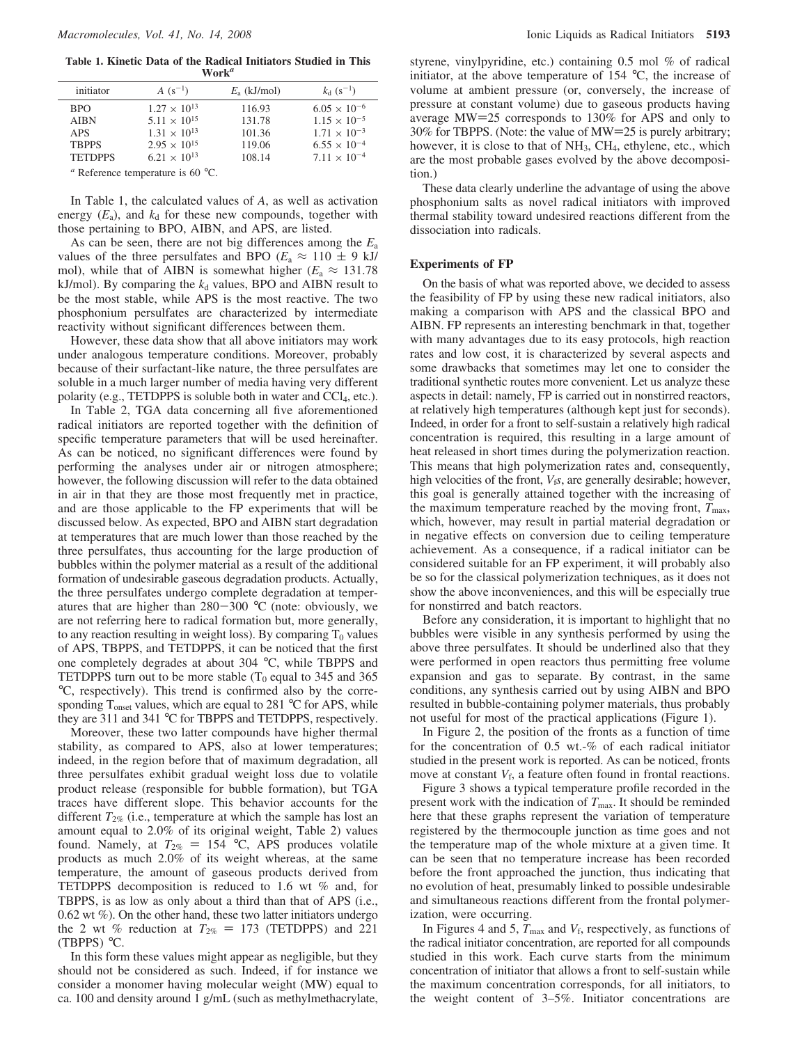**Table 1. Kinetic Data of the Radical Initiators Studied in This Work[a]**

| initiator | $A$ ($s^{-1}$) | $E_a$ (kJ/mol) | $k_d$ ($s^{-1}$) |
|---|---|---|---|
| BPO | $1.27 \times 10^{13}$ | 116.93 | $6.05 \times 10^{-6}$ |
| AIBN | $5.11 \times 10^{15}$ | 131.78 | $1.15 \times 10^{-5}$ |
| APS | $1.31 \times 10^{13}$ | 101.36 | $1.71 \times 10^{-3}$ |
| TBPPS | $2.95 \times 10^{15}$ | 119.06 | $6.55 \times 10^{-4}$ |
| TETDPPS | $6.21 \times 10^{13}$ | 108.14 | $7.11 \times 10^{-4}$ |

[a] Reference temperature is 60 °C.

In Table 1, the calculated values of $A$, as well as activation energy ($E_a$), and $k_d$ for these new compounds, together with those pertaining to BPO, AIBN, and APS, are listed.

As can be seen, there are not big differences among the $E_a$ values of the three persulfates and BPO ($E_a \approx 110 \pm 9$ kJ/mol), while that of AIBN is somewhat higher ($E_a \approx 131.78$ kJ/mol). By comparing the $k_d$ values, BPO and AIBN result to be the most stable, while APS is the most reactive. The two phosphonium persulfates are characterized by intermediate reactivity without significant differences between them.

However, these data show that all above initiators may work under analogous temperature conditions. Moreover, probably because of their surfactant-like nature, the three persulfates are soluble in a much larger number of media having very different polarity (e.g., TETDPPS is soluble both in water and $CCl_4$, etc.).

In Table 2, TGA data concerning all five aforementioned radical initiators are reported together with the definition of specific temperature parameters that will be used hereinafter. As can be noticed, no significant differences were found by performing the analyses under air or nitrogen atmosphere; however, the following discussion will refer to the data obtained in air in that they are those most frequently met in practice, and are those applicable to the FP experiments that will be discussed below. As expected, BPO and AIBN start degradation at temperatures that are much lower than those reached by the three persulfates, thus accounting for the large production of bubbles within the polymer material as a result of the additional formation of undesirable gaseous degradation products. Actually, the three persulfates undergo complete degradation at temperatures that are higher than 280−300 °C (note: obviously, we are not referring here to radical formation but, more generally, to any reaction resulting in weight loss). By comparing $T_0$ values of APS, TBPPS, and TETDPPS, it can be noticed that the first one completely degrades at about 304 °C, while TBPPS and TETDPPS turn out to be more stable ($T_0$ equal to 345 and 365 °C, respectively). This trend is confirmed also by the corresponding $T_{onset}$ values, which are equal to 281 °C for APS, while they are 311 and 341 °C for TBPPS and TETDPPS, respectively.

Moreover, these two latter compounds have higher thermal stability, as compared to APS, also at lower temperatures; indeed, in the region before that of maximum degradation, all three persulfates exhibit gradual weight loss due to volatile product release (responsible for bubble formation), but TGA traces have different slope. This behavior accounts for the different $T_{2\%}$ (i.e., temperature at which the sample has lost an amount equal to 2.0% of its original weight, Table 2) values found. Namely, at $T_{2\%}$ = 154 °C, APS produces volatile products as much 2.0% of its weight whereas, at the same temperature, the amount of gaseous products derived from TETDPPS decomposition is reduced to 1.6 wt % and, for TBPPS, is as low as only about a third than that of APS (i.e., 0.62 wt %). On the other hand, these two latter initiators undergo the 2 wt % reduction at $T_{2\%}$ = 173 (TETDPPS) and 221 (TBPPS) °C.

In this form these values might appear as negligible, but they should not be considered as such. Indeed, if for instance we consider a monomer having molecular weight (MW) equal to ca. 100 and density around 1 g/mL (such as methylmethacrylate, styrene, vinylpyridine, etc.) containing 0.5 mol % of radical initiator, at the above temperature of 154 °C, the increase of volume at ambient pressure (or, conversely, the increase of pressure at constant volume) due to gaseous products having average MW=25 corresponds to 130% for APS and only to 30% for TBPPS. (Note: the value of MW=25 is purely arbitrary; however, it is close to that of $NH_3$, $CH_4$, ethylene, etc., which are the most probable gases evolved by the above decomposition.)

These data clearly underline the advantage of using the above phosphonium salts as novel radical initiators with improved thermal stability toward undesired reactions different from the dissociation into radicals.

## Experiments of FP

On the basis of what was reported above, we decided to assess the feasibility of FP by using these new radical initiators, also making a comparison with APS and the classical BPO and AIBN. FP represents an interesting benchmark in that, together with many advantages due to its easy protocols, high reaction rates and low cost, it is characterized by several aspects and some drawbacks that sometimes may let one to consider the traditional synthetic routes more convenient. Let us analyze these aspects in detail: namely, FP is carried out in nonstirred reactors, at relatively high temperatures (although kept just for seconds). Indeed, in order for a front to self-sustain a relatively high radical concentration is required, this resulting in a large amount of heat released in short times during the polymerization reaction. This means that high polymerization rates and, consequently, high velocities of the front, $V_f$s, are generally desirable; however, this goal is generally attained together with the increasing of the maximum temperature reached by the moving front, $T_{max}$, which, however, may result in partial material degradation or in negative effects on conversion due to ceiling temperature achievement. As a consequence, if a radical initiator can be considered suitable for an FP experiment, it will probably also be so for the classical polymerization techniques, as it does not show the above inconveniences, and this will be especially true for nonstirred and batch reactors.

Before any consideration, it is important to highlight that no bubbles were visible in any synthesis performed by using the above three persulfates. It should be underlined also that they were performed in open reactors thus permitting free volume expansion and gas to separate. By contrast, in the same conditions, any synthesis carried out by using AIBN and BPO resulted in bubble-containing polymer materials, thus probably not useful for most of the practical applications (Figure 1).

In Figure 2, the position of the fronts as a function of time for the concentration of 0.5 wt.-% of each radical initiator studied in the present work is reported. As can be noticed, fronts move at constant $V_f$, a feature often found in frontal reactions.

Figure 3 shows a typical temperature profile recorded in the present work with the indication of $T_{max}$. It should be reminded here that these graphs represent the variation of temperature registered by the thermocouple junction as time goes and not the temperature map of the whole mixture at a given time. It can be seen that no temperature increase has been recorded before the front approached the junction, thus indicating that no evolution of heat, presumably linked to possible undesirable and simultaneous reactions different from the frontal polymerization, were occurring.

In Figures 4 and 5, $T_{max}$ and $V_f$, respectively, as functions of the radical initiator concentration, are reported for all compounds studied in this work. Each curve starts from the minimum concentration of initiator that allows a front to self-sustain while the maximum concentration corresponds, for all initiators, to the weight content of 3–5%. Initiator concentrations are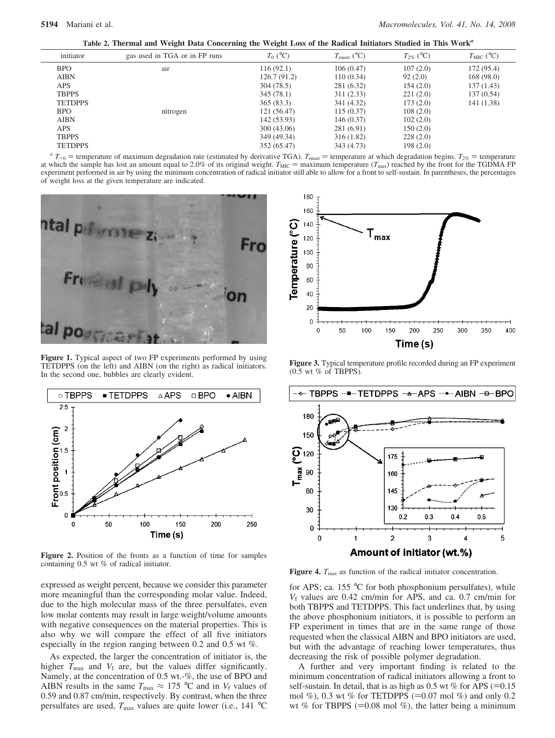**Table 2. Thermal and Weight Data Concerning the Weight Loss of the Radical Initiators Studied in This Work[a]**

| initiator | gas used in TGA or in FP runs | $T_0$ (°C) | $T_{onset}$ (°C) | $T_{2\%}$ (°C) | $T_{MIC}$ (°C) |
|---|---|---|---|---|---|
| BPO | air | 116 (92.1) | 106 (0.47) | 107 (2.0) | 172 (95.4) |
| AIBN | | 126.7 (91.2) | 110 (0.34) | 92 (2.0) | 168 (98.0) |
| APS | | 304 (78.5) | 281 (6.32) | 154 (2.0) | 137 (1.43) |
| TBPPS | | 345 (78.1) | 311 (2.33) | 221 (2.0) | 137 (0.54) |
| TETDPPS | | 365 (83.3) | 341 (4.32) | 173 (2.0) | 141 (1.38) |
| BPO | nitrogen | 121 (56.47) | 115 (0.37) | 108 (2.0) | |
| AIBN | | 142 (53.93) | 146 (0.37) | 102 (2.0) | |
| APS | | 300 (43.06) | 281 (6.91) | 150 (2.0) | |
| TBPPS | | 349 (49.34) | 316 (1.82) | 228 (2.0) | |
| TETDPPS | | 352 (65.47) | 343 (4.73) | 198 (2.0) | |

[a] $T_{>0}$ = temperature of maximum degradation rate (estimated by derivative TGA). $T_{onset}$ = temperature at which degradation begins. $T_{2\%}$ = temperature at which the sample has lost an amount equal to 2.0% of its original weight. $T_{MIC}$ = maximum temperature ($T_{max}$) reached by the front for the TGDMA FP experiment performed in air by using the minimum concentration of radical initiator still able to allow for a front to self-sustain. In parentheses, the percentages of weight loss at the given temperature are indicated.

**Figure 1.** Typical aspect of two FP experiments performed by using TETDPPS (on the left) and AIBN (on the right) as radical initiators. In the second one, bubbles are clearly evident.

**Figure 2.** Position of the fronts as a function of time for samples containing 0.5 wt % of radical initiator.

**Figure 3.** Typical temperature profile recorded during an FP experiment (0.5 wt % of TBPPS).

**Figure 4.** $T_{max}$ as function of the radical initiator concentration.

expressed as weight percent, because we consider this parameter more meaningful than the corresponding molar value. Indeed, due to the high molecular mass of the three persulfates, even low molar contents may result in large weight/volume amounts with negative consequences on the material properties. This is also why we will compare the effect of all five initiators especially in the region ranging between 0.2 and 0.5 wt %.

As expected, the larger the concentration of initiator is, the higher $T_{max}$ and $V_f$ are, but the values differ significantly. Namely, at the concentration of 0.5 wt.-%, the use of BPO and AIBN results in the same $T_{max} \approx 175$ °C and in $V_f$ values of 0.59 and 0.87 cm/min, respectively. By contrast, when the three persulfates are used, $T_{max}$ values are quite lower (i.e., 141 °C for APS; ca. 155 °C for both phosphonium persulfates), while $V_f$ values are 0.42 cm/min for APS, and ca. 0.7 cm/min for both TBPPS and TETDPPS. This fact underlines that, by using the above phosphonium initiators, it is possible to perform an FP experiment in times that are in the same range of those requested when the classical AIBN and BPO initiators are used, but with the advantage of reaching lower temperatures, thus decreasing the risk of possible polymer degradation.

A further and very important finding is related to the minimum concentration of radical initiators allowing a front to self-sustain. In detail, that is as high as 0.5 wt % for APS (=0.15 mol %), 0.3 wt % for TETDPPS (=0.07 mol %) and only 0.2 wt % for TBPPS (=0.08 mol %), the latter being a minimum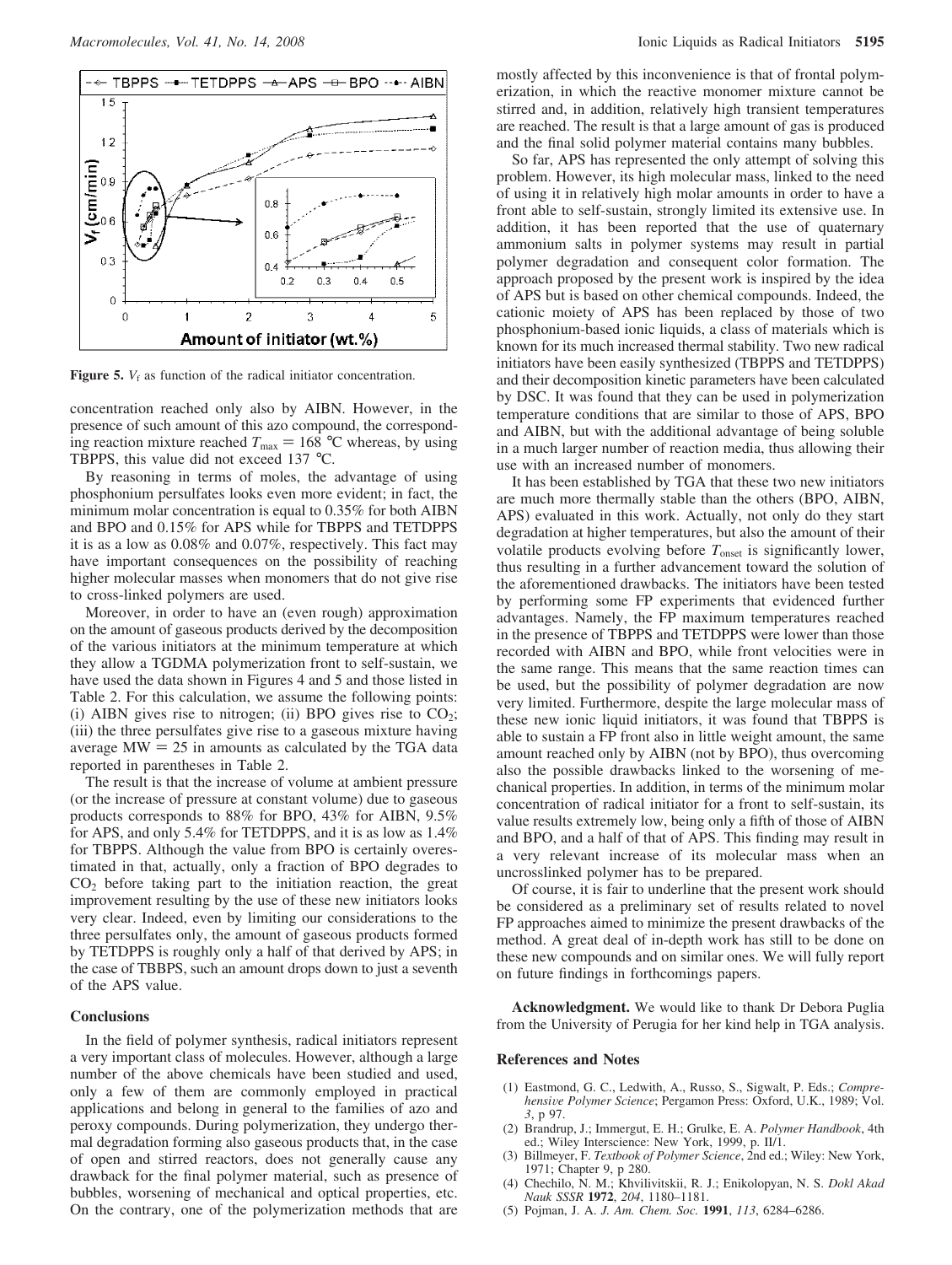- TBPPS - TETDPPS - APS - BPO - AIBN

$V_f$ (cm/min)

1.5
1.2
0.9
0.6
0.3
0

0 1 2 3 4 5

Amount of initiator (wt.%)

0.8
0.6
0.4
0.2 0.3 0.4 0.5

**Figure 5.** $V_f$ as function of the radical initiator concentration.

concentration reached only also by AIBN. However, in the presence of such amount of this azo compound, the corresponding reaction mixture reached $T_{max}$ = 168 °C whereas, by using TBPPS, this value did not exceed 137 °C.

By reasoning in terms of moles, the advantage of using phosphonium persulfates looks even more evident; in fact, the minimum molar concentration is equal to 0.35% for both AIBN and BPO and 0.15% for APS while for TBPPS and TETDPPS it is as a low as 0.08% and 0.07%, respectively. This fact may have important consequences on the possibility of reaching higher molecular masses when monomers that do not give rise to cross-linked polymers are used.

Moreover, in order to have an (even rough) approximation on the amount of gaseous products derived by the decomposition of the various initiators at the minimum temperature at which they allow a TGDMA polymerization front to self-sustain, we have used the data shown in Figures 4 and 5 and those listed in Table 2. For this calculation, we assume the following points: (i) AIBN gives rise to nitrogen; (ii) BPO gives rise to $CO_2$; (iii) the three persulfates give rise to a gaseous mixture having average MW = 25 in amounts as calculated by the TGA data reported in parentheses in Table 2.

The result is that the increase of volume at ambient pressure (or the increase of pressure at constant volume) due to gaseous products corresponds to 88% for BPO, 43% for AIBN, 9.5% for APS, and only 5.4% for TETDPPS, and it is as low as 1.4% for TBPPS. Although the value from BPO is certainly overestimated in that, actually, only a fraction of BPO degrades to $CO_2$ before taking part to the initiation reaction, the great improvement resulting by the use of these new initiators looks very clear. Indeed, even by limiting our considerations to the three persulfates only, the amount of gaseous products formed by TETDPPS is roughly only a half of that derived by APS; in the case of TBBPS, such an amount drops down to just a seventh of the APS value.

## Conclusions

In the field of polymer synthesis, radical initiators represent a very important class of molecules. However, although a large number of the above chemicals have been studied and used, only a few of them are commonly employed in practical applications and belong in general to the families of azo and peroxy compounds. During polymerization, they undergo thermal degradation forming also gaseous products that, in the case of open and stirred reactors, does not generally cause any drawback for the final polymer material, such as presence of bubbles, worsening of mechanical and optical properties, etc. On the contrary, one of the polymerization methods that are mostly affected by this inconvenience is that of frontal polymerization, in which the reactive monomer mixture cannot be stirred and, in addition, relatively high transient temperatures are reached. The result is that a large amount of gas is produced and the final solid polymer material contains many bubbles.

So far, APS has represented the only attempt of solving this problem. However, its high molecular mass, linked to the need of using it in relatively high molar amounts in order to have a front able to self-sustain, strongly limited its extensive use. In addition, it has been reported that the use of quaternary ammonium salts in polymer systems may result in partial polymer degradation and consequent color formation. The approach proposed by the present work is inspired by the idea of APS but is based on other chemical compounds. Indeed, the cationic moiety of APS has been replaced by those of two phosphonium-based ionic liquids, a class of materials which is known for its much increased thermal stability. Two new radical initiators have been easily synthesized (TBPPS and TETDPPS) and their decomposition kinetic parameters have been calculated by DSC. It was found that they can be used in polymerization temperature conditions that are similar to those of APS, BPO and AIBN, but with the additional advantage of being soluble in a much larger number of reaction media, thus allowing their use with an increased number of monomers.

It has been established by TGA that these two new initiators are much more thermally stable than the others (BPO, AIBN, APS) evaluated in this work. Actually, not only do they start degradation at higher temperatures, but also the amount of their volatile products evolving before $T_{onset}$ is significantly lower, thus resulting in a further advancement toward the solution of the aforementioned drawbacks. The initiators have been tested by performing some FP experiments that evidenced further advantages. Namely, the FP maximum temperatures reached in the presence of TBPPS and TETDPPS were lower than those recorded with AIBN and BPO, while front velocities were in the same range. This means that the same reaction times can be used, but the possibility of polymer degradation are now very limited. Furthermore, despite the large molecular mass of these new ionic liquid initiators, it was found that TBPPS is able to sustain a FP front also in little weight amount, the same amount reached only by AIBN (not by BPO), thus overcoming also the possible drawbacks linked to the worsening of mechanical properties. In addition, in terms of the minimum molar concentration of radical initiator for a front to self-sustain, its value results extremely low, being only a fifth of those of AIBN and BPO, and a half of that of APS. This finding may result in a very relevant increase of its molecular mass when an uncrosslinked polymer has to be prepared.

Of course, it is fair to underline that the present work should be considered as a preliminary set of results related to novel FP approaches aimed to minimize the present drawbacks of the method. A great deal of in-depth work has still to be done on these new compounds and on similar ones. We will fully report on future findings in forthcomings papers.

**Acknowledgment.** We would like to thank Dr Debora Puglia from the University of Perugia for her kind help in TGA analysis.

## References and Notes

(1) Eastmond, G. C., Ledwith, A., Russo, S., Sigwalt, P. Eds.; *Comprehensive Polymer Science*; Pergamon Press: Oxford, U.K., 1989; Vol. *3*, p 97.
(2) Brandrup, J.; Immergut, E. H.; Grulke, E. A. *Polymer Handbook*, 4th ed.; Wiley Interscience: New York, 1999, p. II/1.
(3) Billmeyer, F. *Textbook of Polymer Science*, 2nd ed.; Wiley: New York, 1971; Chapter 9, p 280.
(4) Chechilo, N. M.; Khvilivitskii, R. J.; Enikolopyan, N. S. *Dokl Akad Nauk SSSR* **1972**, *204*, 1180–1181.
(5) Pojman, J. A. *J. Am. Chem. Soc.* **1991**, *113*, 6284–6286.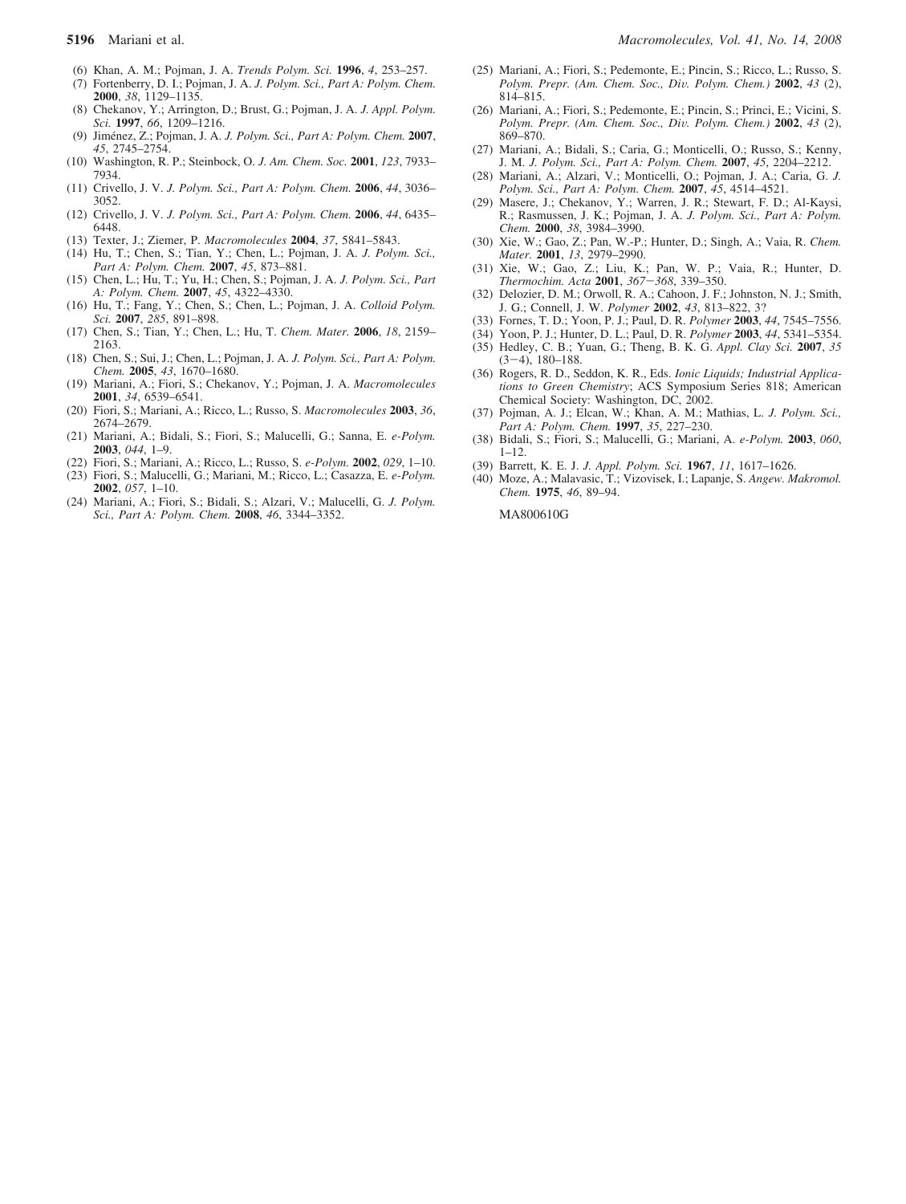(6) Khan, A. M.; Pojman, J. A. *Trends Polym. Sci.* **1996**, *4*, 253–257.
(7) Fortenberry, D. I.; Pojman, J. A. *J. Polym. Sci., Part A: Polym. Chem.* **2000**, *38*, 1129–1135.
(8) Chekanov, Y.; Arrington, D.; Brust, G.; Pojman, J. A. *J. Appl. Polym. Sci.* **1997**, *66*, 1209–1216.
(9) Jiménez, Z.; Pojman, J. A. *J. Polym. Sci., Part A: Polym. Chem.* **2007**, *45*, 2745–2754.
(10) Washington, R. P.; Steinbock, O. *J. Am. Chem. Soc.* **2001**, *123*, 7933–7934.
(11) Crivello, J. V. *J. Polym. Sci., Part A: Polym. Chem.* **2006**, *44*, 3036–3052.
(12) Crivello, J. V. *J. Polym. Sci., Part A: Polym. Chem.* **2006**, *44*, 6435–6448.
(13) Texter, J.; Ziemer, P. *Macromolecules* **2004**, *37*, 5841–5843.
(14) Hu, T.; Chen, S.; Tian, Y.; Chen, L.; Pojman, J. A. *J. Polym. Sci., Part A: Polym. Chem.* **2007**, *45*, 873–881.
(15) Chen, L.; Hu, T.; Yu, H.; Chen, S.; Pojman, J. A. *J. Polym. Sci., Part A: Polym. Chem.* **2007**, *45*, 4322–4330.
(16) Hu, T.; Fang, Y.; Chen, S.; Chen, L.; Pojman, J. A. *Colloid Polym. Sci.* **2007**, *285*, 891–898.
(17) Chen, S.; Tian, Y.; Chen, L.; Hu, T. *Chem. Mater.* **2006**, *18*, 2159–2163.
(18) Chen, S.; Sui, J.; Chen, L.; Pojman, J. A. *J. Polym. Sci., Part A: Polym. Chem.* **2005**, *43*, 1670–1680.
(19) Mariani, A.; Fiori, S.; Chekanov, Y.; Pojman, J. A. *Macromolecules* **2001**, *34*, 6539–6541.
(20) Fiori, S.; Mariani, A.; Ricco, L.; Russo, S. *Macromolecules* **2003**, *36*, 2674–2679.
(21) Mariani, A.; Bidali, S.; Fiori, S.; Malucelli, G.; Sanna, E. *e-Polym.* **2003**, *044*, 1–9.
(22) Fiori, S.; Mariani, A.; Ricco, L.; Russo, S. *e-Polym.* **2002**, *029*, 1–10.
(23) Fiori, S.; Malucelli, G.; Mariani, M.; Ricco, L.; Casazza, E. *e-Polym.* **2002**, *057*, 1–10.
(24) Mariani, A.; Fiori, S.; Bidali, S.; Alzari, V.; Malucelli, G. *J. Polym. Sci., Part A: Polym. Chem.* **2008**, *46*, 3344–3352.
(25) Mariani, A.; Fiori, S.; Pedemonte, E.; Pincin, S.; Ricco, L.; Russo, S. *Polym. Prepr. (Am. Chem. Soc., Div. Polym. Chem.)* **2002**, *43* (2), 814–815.
(26) Mariani, A.; Fiori, S.; Pedemonte, E.; Pincin, S.; Princi, E.; Vicini, S. *Polym. Prepr. (Am. Chem. Soc., Div. Polym. Chem.)* **2002**, *43* (2), 869–870.
(27) Mariani, A.; Bidali, S.; Caria, G.; Monticelli, O.; Russo, S.; Kenny, J. M. *J. Polym. Sci., Part A: Polym. Chem.* **2007**, *45*, 2204–2212.
(28) Mariani, A.; Alzari, V.; Monticelli, O.; Pojman, J. A.; Caria, G. *J. Polym. Sci., Part A: Polym. Chem.* **2007**, *45*, 4514–4521.
(29) Masere, J.; Chekanov, Y.; Warren, J. R.; Stewart, F. D.; Al-Kaysi, R.; Rasmussen, J. K.; Pojman, J. A. *J. Polym. Sci., Part A: Polym. Chem.* **2000**, *38*, 3984–3990.
(30) Xie, W.; Gao, Z.; Pan, W.-P.; Hunter, D.; Singh, A.; Vaia, R. *Chem. Mater.* **2001**, *13*, 2979–2990.
(31) Xie, W.; Gao, Z.; Liu, K.; Pan, W. P.; Vaia, R.; Hunter, D. *Thermochim. Acta* **2001**, *367*–*368*, 339–350.
(32) Delozier, D. M.; Orwoll, R. A.; Cahoon, J. F.; Johnston, N. J.; Smith, J. G.; Connell, J. W. *Polymer* **2002**, *43*, 813–822, 3?
(33) Fornes, T. D.; Yoon, P. J.; Paul, D. R. *Polymer* **2003**, *44*, 7545–7556.
(34) Yoon, P. J.; Hunter, D. L.; Paul, D. R. *Polymer* **2003**, *44*, 5341–5354.
(35) Hedley, C. B.; Yuan, G.; Theng, B. K. G. *Appl. Clay Sci.* **2007**, *35* (3–4), 180–188.
(36) Rogers, R. D., Seddon, K. R., Eds. *Ionic Liquids; Industrial Applications to Green Chemistry*; ACS Symposium Series 818; American Chemical Society: Washington, DC, 2002.
(37) Pojman, A. J.; Elcan, W.; Khan, A. M.; Mathias, L. *J. Polym. Sci., Part A: Polym. Chem.* **1997**, *35*, 227–230.
(38) Bidali, S.; Fiori, S.; Malucelli, G.; Mariani, A. *e-Polym.* **2003**, *060*, 1–12.
(39) Barrett, K. E. J. *J. Appl. Polym. Sci.* **1967**, *11*, 1617–1626.
(40) Moze, A.; Malavasic, T.; Vizovisek, I.; Lapanje, S. *Angew. Makromol. Chem.* **1975**, *46*, 89–94.

MA800610G